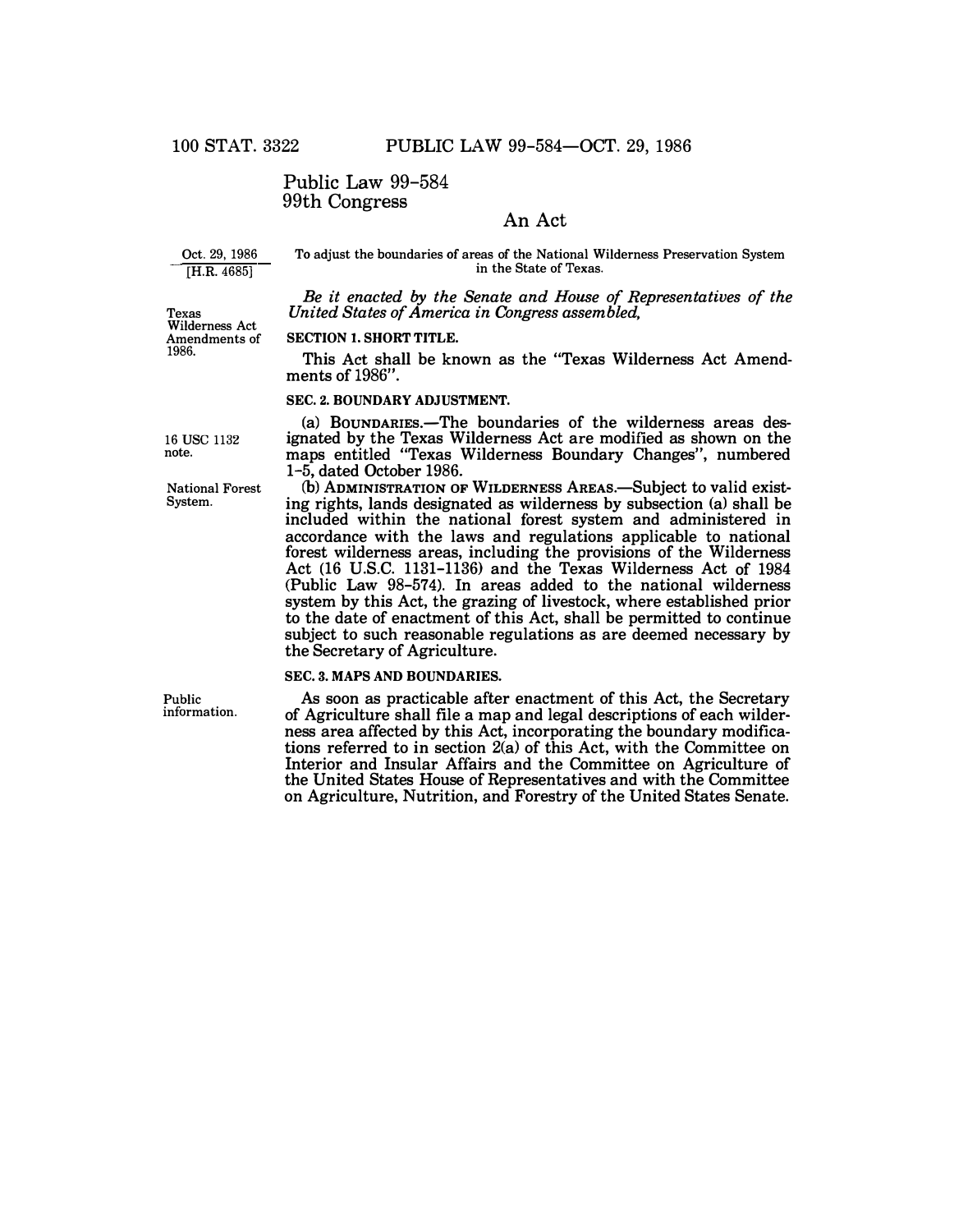# Public Law 99-584
## 99th Congress

## An Act

Oct. 29, 1986
[H.R. 4685]

To adjust the boundaries of areas of the National Wilderness Preservation System in the State of Texas.

*Be it enacted by the Senate and House of Representatives of the United States of America in Congress assembled,*

Texas Wilderness Act Amendments of 1986.

**SECTION 1. SHORT TITLE.**

This Act shall be known as the "Texas Wilderness Act Amendments of 1986".

**SEC. 2. BOUNDARY ADJUSTMENT.**

16 USC 1132 note.

(a) BOUNDARIES.—The boundaries of the wilderness areas designated by the Texas Wilderness Act are modified as shown on the maps entitled "Texas Wilderness Boundary Changes", numbered 1-5, dated October 1986.

National Forest System.

(b) ADMINISTRATION OF WILDERNESS AREAS.—Subject to valid existing rights, lands designated as wilderness by subsection (a) shall be included within the national forest system and administered in accordance with the laws and regulations applicable to national forest wilderness areas, including the provisions of the Wilderness Act (16 U.S.C. 1131-1136) and the Texas Wilderness Act of 1984 (Public Law 98-574). In areas added to the national wilderness system by this Act, the grazing of livestock, where established prior to the date of enactment of this Act, shall be permitted to continue subject to such reasonable regulations as are deemed necessary by the Secretary of Agriculture.

**SEC. 3. MAPS AND BOUNDARIES.**

Public information.

As soon as practicable after enactment of this Act, the Secretary of Agriculture shall file a map and legal descriptions of each wilderness area affected by this Act, incorporating the boundary modifications referred to in section 2(a) of this Act, with the Committee on Interior and Insular Affairs and the Committee on Agriculture of the United States House of Representatives and with the Committee on Agriculture, Nutrition, and Forestry of the United States Senate.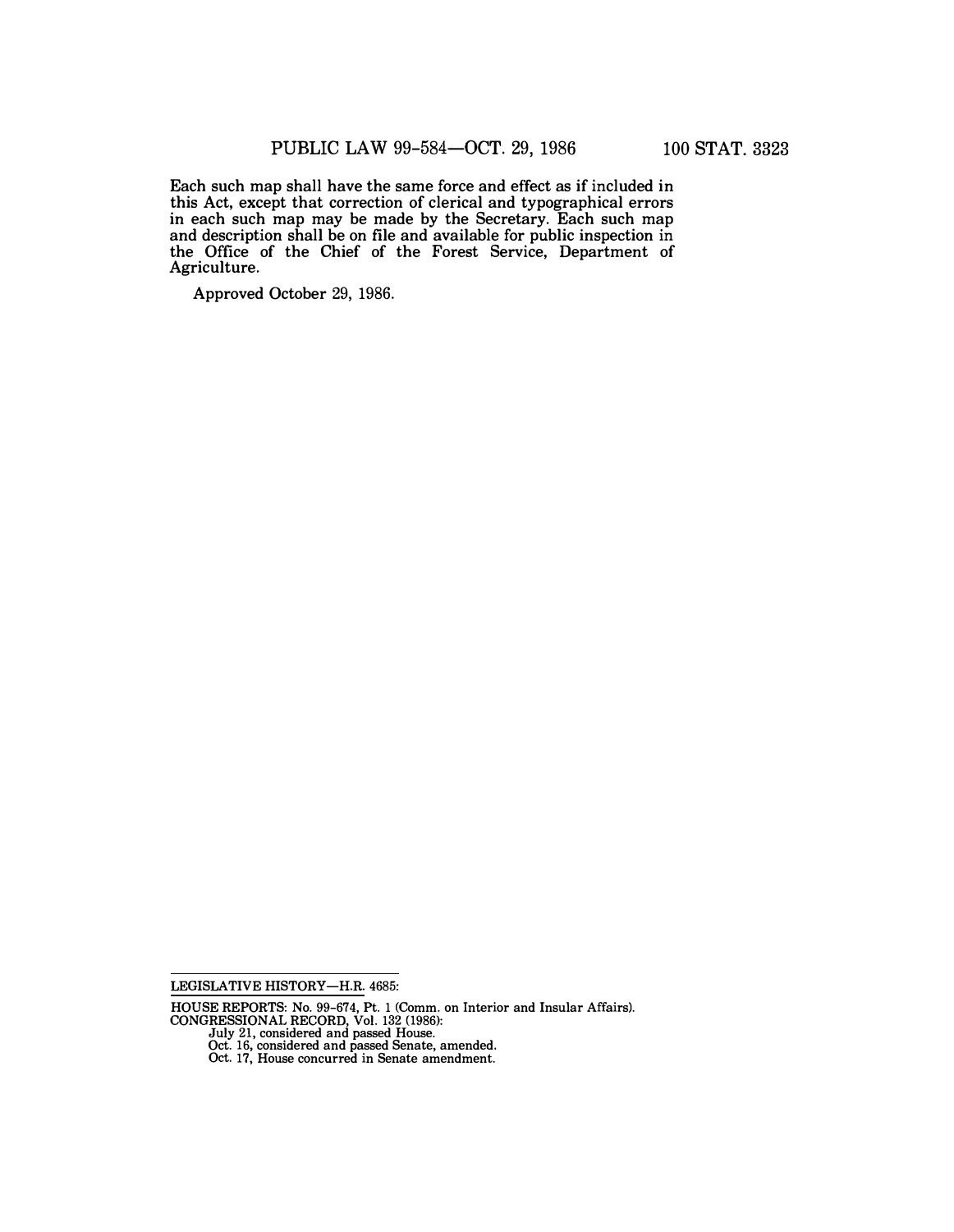Each such map shall have the same force and effect as if included in this Act, except that correction of clerical and typographical errors in each such map may be made by the Secretary. Each such map and description shall be on file and available for public inspection in the Office of the Chief of the Forest Service, Department of Agriculture.

Approved October 29, 1986.

---

LEGISLATIVE HISTORY—H.R. 4685:

HOUSE REPORTS: No. 99-674, Pt. 1 (Comm. on Interior and Insular Affairs).
CONGRESSIONAL RECORD, Vol. 132 (1986):
- July 21, considered and passed House.
- Oct. 16, considered and passed Senate, amended.
- Oct. 17, House concurred in Senate amendment.